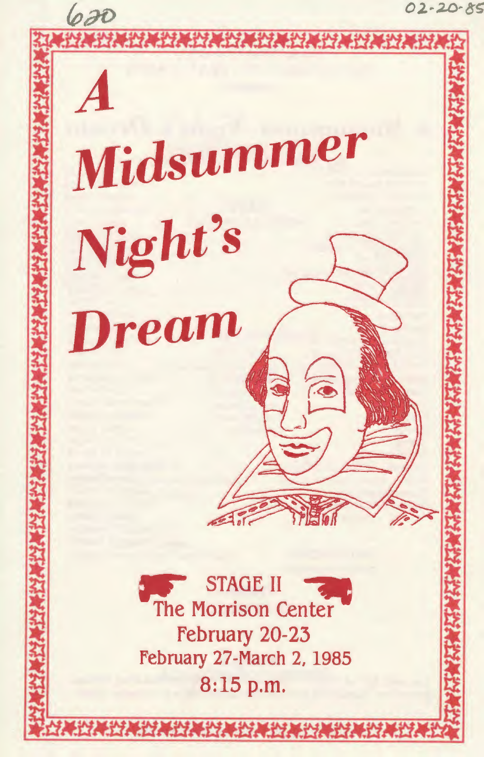620

02-20-85

# A Midsummer Night's Dream

STAGE II
The Morrison Center
February 20-23
February 27-March 2, 1985
8:15 p.m.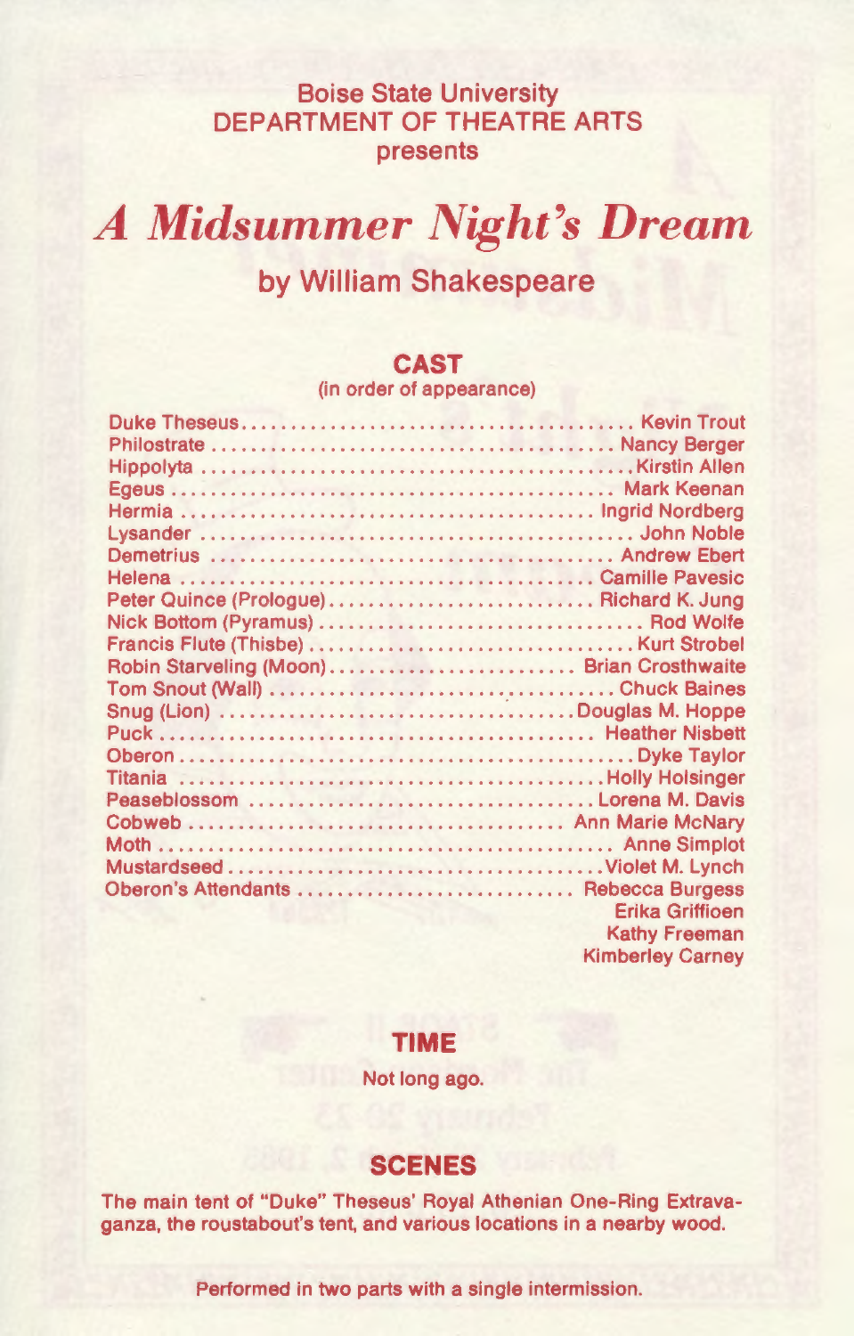Boise State University
DEPARTMENT OF THEATRE ARTS
presents

# *A Midsummer Night's Dream*

## by William Shakespeare

### CAST

(in order of appearance)

| Role | Actor |
|---|---|
| Duke Theseus | Kevin Trout |
| Philostrate | Nancy Berger |
| Hippolyta | Kirstin Allen |
| Egeus | Mark Keenan |
| Hermia | Ingrid Nordberg |
| Lysander | John Noble |
| Demetrius | Andrew Ebert |
| Helena | Camille Pavesic |
| Peter Quince (Prologue) | Richard K. Jung |
| Nick Bottom (Pyramus) | Rod Wolfe |
| Francis Flute (Thisbe) | Kurt Strobel |
| Robin Starveling (Moon) | Brian Crosthwaite |
| Tom Snout (Wall) | Chuck Baines |
| Snug (Lion) | Douglas M. Hoppe |
| Puck | Heather Nisbett |
| Oberon | Dyke Taylor |
| Titania | Holly Holsinger |
| Peaseblossom | Lorena M. Davis |
| Cobweb | Ann Marie McNary |
| Moth | Anne Simplot |
| Mustardseed | Violet M. Lynch |
| Oberon's Attendants | Rebecca Burgess |
| | Erika Griffioen |
| | Kathy Freeman |
| | Kimberley Carney |

### TIME

Not long ago.

### SCENES

The main tent of "Duke" Theseus' Royal Athenian One-Ring Extravaganza, the roustabout's tent, and various locations in a nearby wood.

Performed in two parts with a single intermission.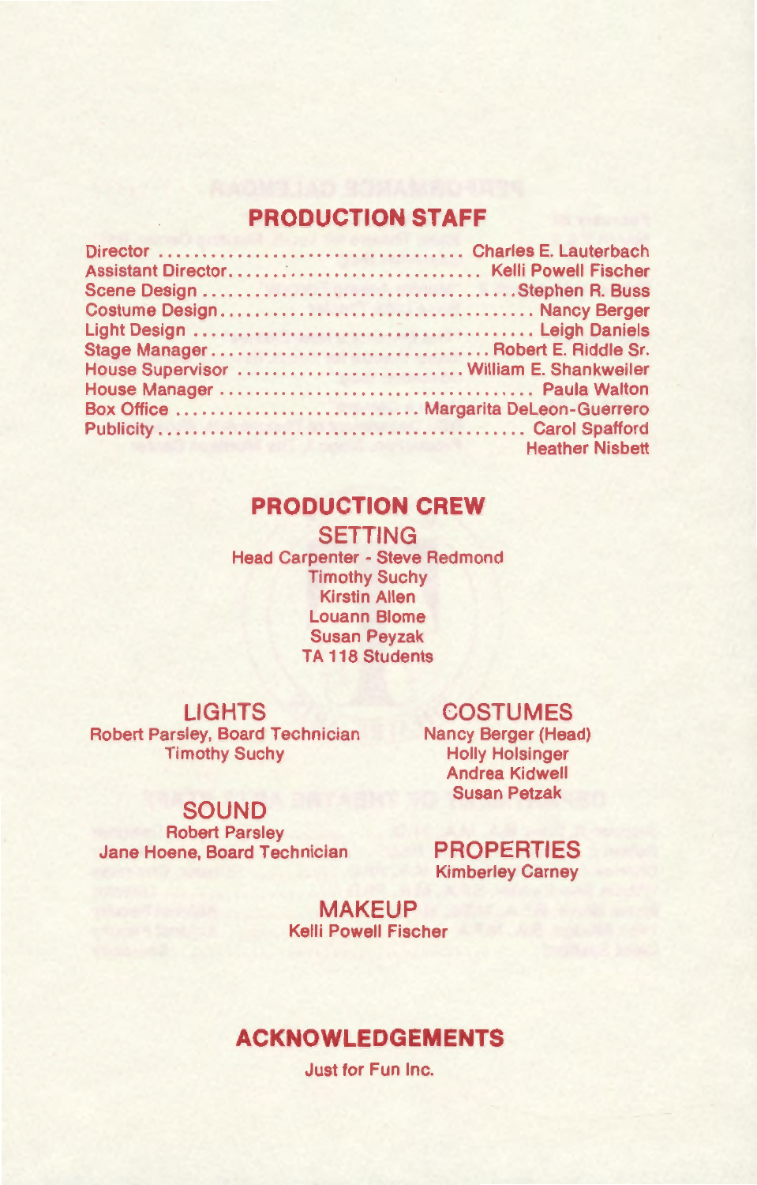## PRODUCTION STAFF

Director .................................... Charles E. Lauterbach
Assistant Director.............................. Kelli Powell Fischer
Scene Design .....................................Stephen R. Buss
Costume Design.................................... Nancy Berger
Light Design ....................................... Leigh Daniels
Stage Manager................................ Robert E. Riddle Sr.
House Supervisor .......................... William E. Shankweiler
House Manager ...................................... Paula Walton
Box Office ........................... Margarita DeLeon-Guerrero
Publicity........................................... Carol Spafford
Heather Nisbett

## PRODUCTION CREW

### SETTING

Head Carpenter - Steve Redmond
Timothy Suchy
Kirstin Allen
Louann Blome
Susan Peyzak
TA 118 Students

### LIGHTS

Robert Parsley, Board Technician
Timothy Suchy

### SOUND

Robert Parsley
Jane Hoene, Board Technician

### COSTUMES

Nancy Berger (Head)
Holly Holsinger
Andrea Kidwell
Susan Petzak

### PROPERTIES

Kimberley Carney

### MAKEUP

Kelli Powell Fischer

## ACKNOWLEDGEMENTS

Just for Fun Inc.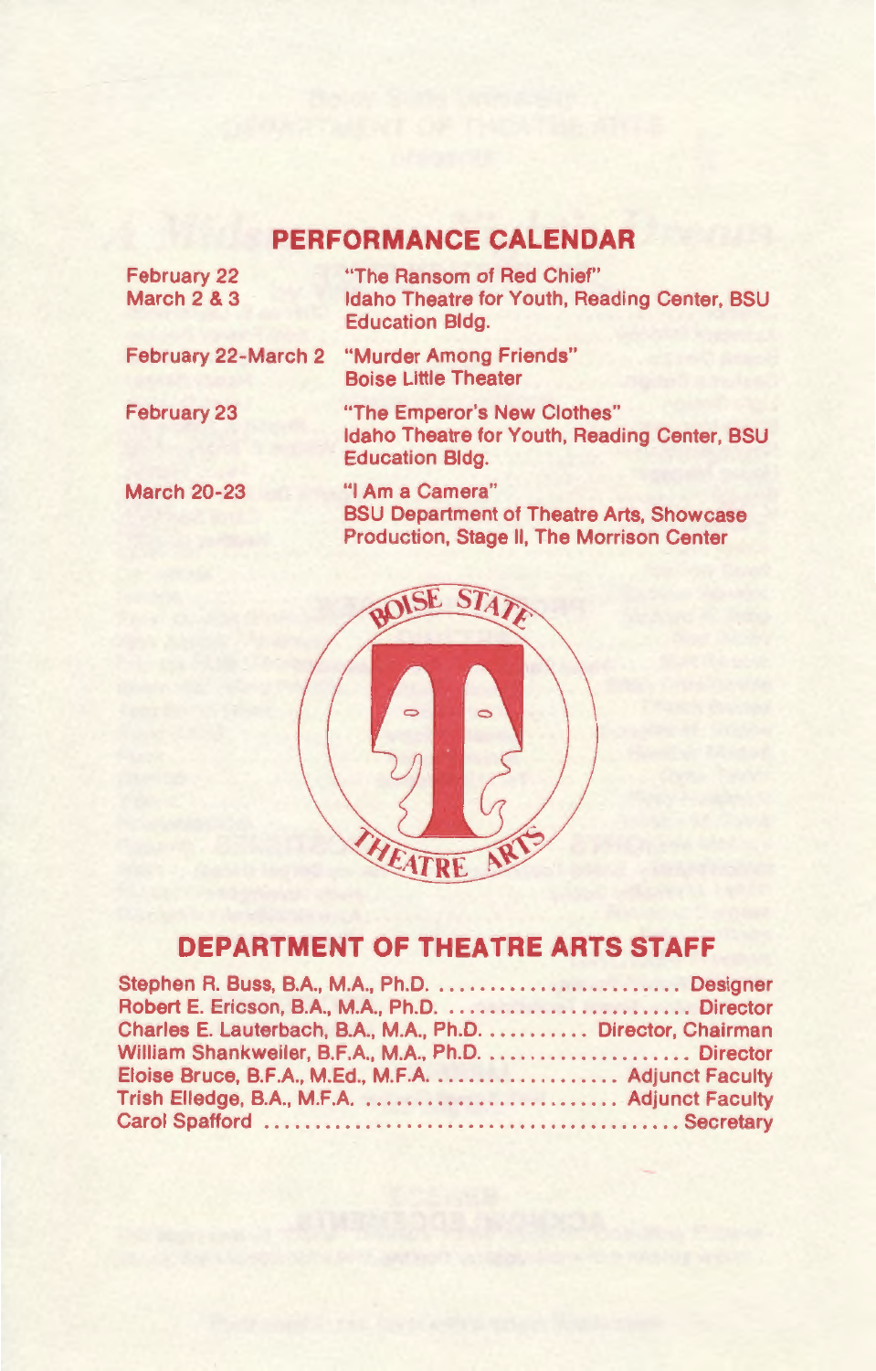## PERFORMANCE CALENDAR

February 22
March 2 & 3 — "The Ransom of Red Chief"
Idaho Theatre for Youth, Reading Center, BSU Education Bldg.

February 22-March 2 — "Murder Among Friends"
Boise Little Theater

February 23 — "The Emperor's New Clothes"
Idaho Theatre for Youth, Reading Center, BSU Education Bldg.

March 20-23 — "I Am a Camera"
BSU Department of Theatre Arts, Showcase Production, Stage II, The Morrison Center

BOISE STATE
THEATRE ARTS

## DEPARTMENT OF THEATRE ARTS STAFF

Stephen R. Buss, B.A., M.A., Ph.D. .......................... Designer
Robert E. Ericson, B.A., M.A., Ph.D. .......................... Director
Charles E. Lauterbach, B.A., M.A., Ph.D. .......... Director, Chairman
William Shankweiler, B.F.A., M.A., Ph.D. ..................... Director
Eloise Bruce, B.F.A., M.Ed., M.F.A. ................... Adjunct Faculty
Trish Elledge, B.A., M.F.A. .......................... Adjunct Faculty
Carol Spafford ........................................... Secretary